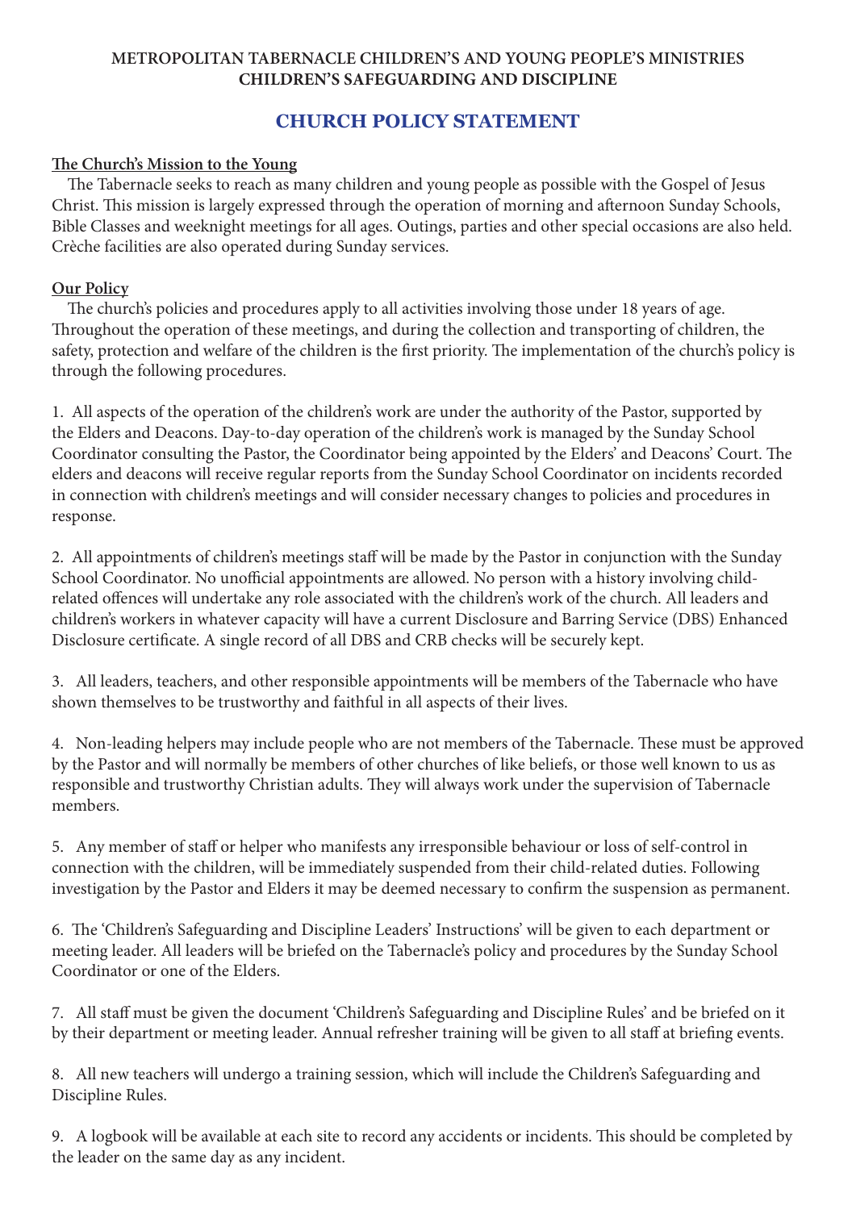**METROPOLITAN TABERNACLE CHILDREN'S AND YOUNG PEOPLE'S MINISTRIES**
**CHILDREN'S SAFEGUARDING AND DISCIPLINE**

# CHURCH POLICY STATEMENT

**The Church's Mission to the Young**

The Tabernacle seeks to reach as many children and young people as possible with the Gospel of Jesus Christ. This mission is largely expressed through the operation of morning and afternoon Sunday Schools, Bible Classes and weeknight meetings for all ages. Outings, parties and other special occasions are also held. Crèche facilities are also operated during Sunday services.

**Our Policy**

The church's policies and procedures apply to all activities involving those under 18 years of age. Throughout the operation of these meetings, and during the collection and transporting of children, the safety, protection and welfare of the children is the first priority. The implementation of the church's policy is through the following procedures.

1. All aspects of the operation of the children's work are under the authority of the Pastor, supported by the Elders and Deacons. Day-to-day operation of the children's work is managed by the Sunday School Coordinator consulting the Pastor, the Coordinator being appointed by the Elders' and Deacons' Court. The elders and deacons will receive regular reports from the Sunday School Coordinator on incidents recorded in connection with children's meetings and will consider necessary changes to policies and procedures in response.

2. All appointments of children's meetings staff will be made by the Pastor in conjunction with the Sunday School Coordinator. No unofficial appointments are allowed. No person with a history involving child-related offences will undertake any role associated with the children's work of the church. All leaders and children's workers in whatever capacity will have a current Disclosure and Barring Service (DBS) Enhanced Disclosure certificate. A single record of all DBS and CRB checks will be securely kept.

3. All leaders, teachers, and other responsible appointments will be members of the Tabernacle who have shown themselves to be trustworthy and faithful in all aspects of their lives.

4. Non-leading helpers may include people who are not members of the Tabernacle. These must be approved by the Pastor and will normally be members of other churches of like beliefs, or those well known to us as responsible and trustworthy Christian adults. They will always work under the supervision of Tabernacle members.

5. Any member of staff or helper who manifests any irresponsible behaviour or loss of self-control in connection with the children, will be immediately suspended from their child-related duties. Following investigation by the Pastor and Elders it may be deemed necessary to confirm the suspension as permanent.

6. The 'Children's Safeguarding and Discipline Leaders' Instructions' will be given to each department or meeting leader. All leaders will be briefed on the Tabernacle's policy and procedures by the Sunday School Coordinator or one of the Elders.

7. All staff must be given the document 'Children's Safeguarding and Discipline Rules' and be briefed on it by their department or meeting leader. Annual refresher training will be given to all staff at briefing events.

8. All new teachers will undergo a training session, which will include the Children's Safeguarding and Discipline Rules.

9. A logbook will be available at each site to record any accidents or incidents. This should be completed by the leader on the same day as any incident.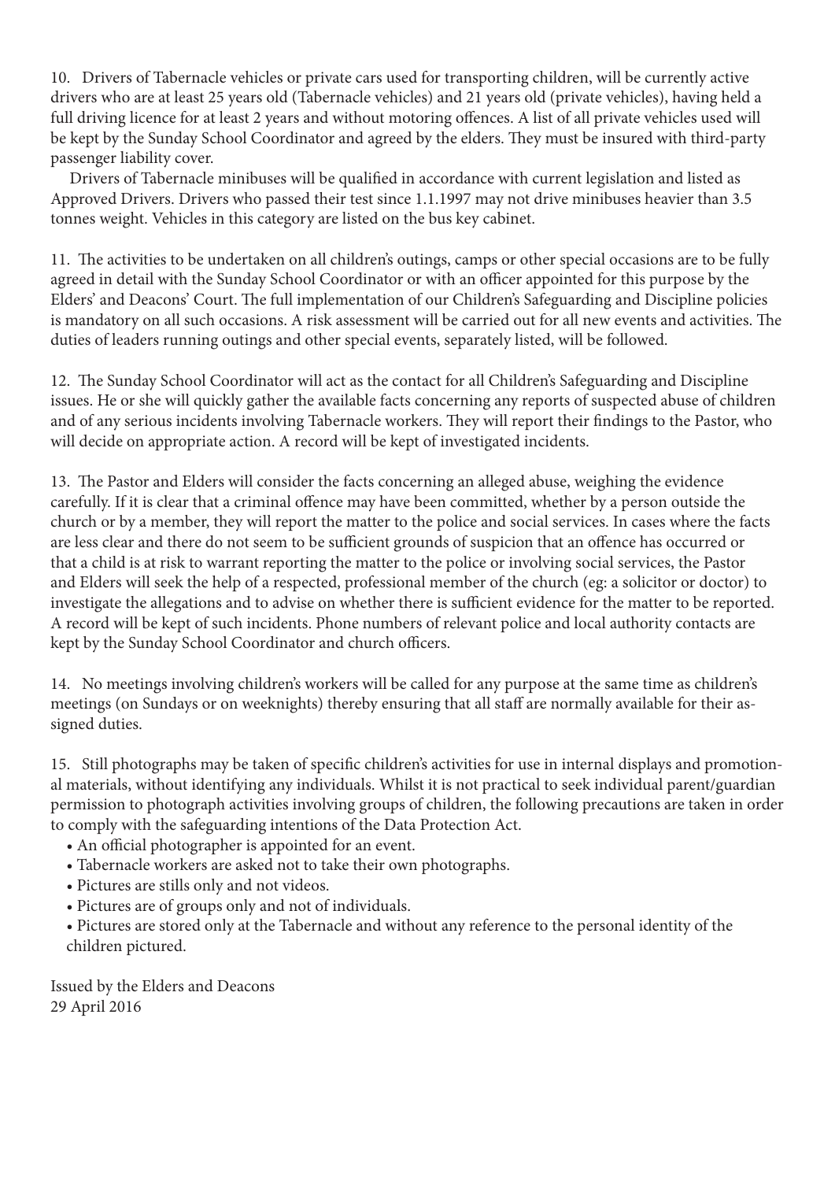10. Drivers of Tabernacle vehicles or private cars used for transporting children, will be currently active drivers who are at least 25 years old (Tabernacle vehicles) and 21 years old (private vehicles), having held a full driving licence for at least 2 years and without motoring offences. A list of all private vehicles used will be kept by the Sunday School Coordinator and agreed by the elders. They must be insured with third-party passenger liability cover.

Drivers of Tabernacle minibuses will be qualified in accordance with current legislation and listed as Approved Drivers. Drivers who passed their test since 1.1.1997 may not drive minibuses heavier than 3.5 tonnes weight. Vehicles in this category are listed on the bus key cabinet.

11. The activities to be undertaken on all children's outings, camps or other special occasions are to be fully agreed in detail with the Sunday School Coordinator or with an officer appointed for this purpose by the Elders' and Deacons' Court. The full implementation of our Children's Safeguarding and Discipline policies is mandatory on all such occasions. A risk assessment will be carried out for all new events and activities. The duties of leaders running outings and other special events, separately listed, will be followed.

12. The Sunday School Coordinator will act as the contact for all Children's Safeguarding and Discipline issues. He or she will quickly gather the available facts concerning any reports of suspected abuse of children and of any serious incidents involving Tabernacle workers. They will report their findings to the Pastor, who will decide on appropriate action. A record will be kept of investigated incidents.

13. The Pastor and Elders will consider the facts concerning an alleged abuse, weighing the evidence carefully. If it is clear that a criminal offence may have been committed, whether by a person outside the church or by a member, they will report the matter to the police and social services. In cases where the facts are less clear and there do not seem to be sufficient grounds of suspicion that an offence has occurred or that a child is at risk to warrant reporting the matter to the police or involving social services, the Pastor and Elders will seek the help of a respected, professional member of the church (eg: a solicitor or doctor) to investigate the allegations and to advise on whether there is sufficient evidence for the matter to be reported. A record will be kept of such incidents. Phone numbers of relevant police and local authority contacts are kept by the Sunday School Coordinator and church officers.

14. No meetings involving children's workers will be called for any purpose at the same time as children's meetings (on Sundays or on weeknights) thereby ensuring that all staff are normally available for their assigned duties.

15. Still photographs may be taken of specific children's activities for use in internal displays and promotional materials, without identifying any individuals. Whilst it is not practical to seek individual parent/guardian permission to photograph activities involving groups of children, the following precautions are taken in order to comply with the safeguarding intentions of the Data Protection Act.

- An official photographer is appointed for an event.
- Tabernacle workers are asked not to take their own photographs.
- Pictures are stills only and not videos.
- Pictures are of groups only and not of individuals.
- Pictures are stored only at the Tabernacle and without any reference to the personal identity of the children pictured.

Issued by the Elders and Deacons
29 April 2016